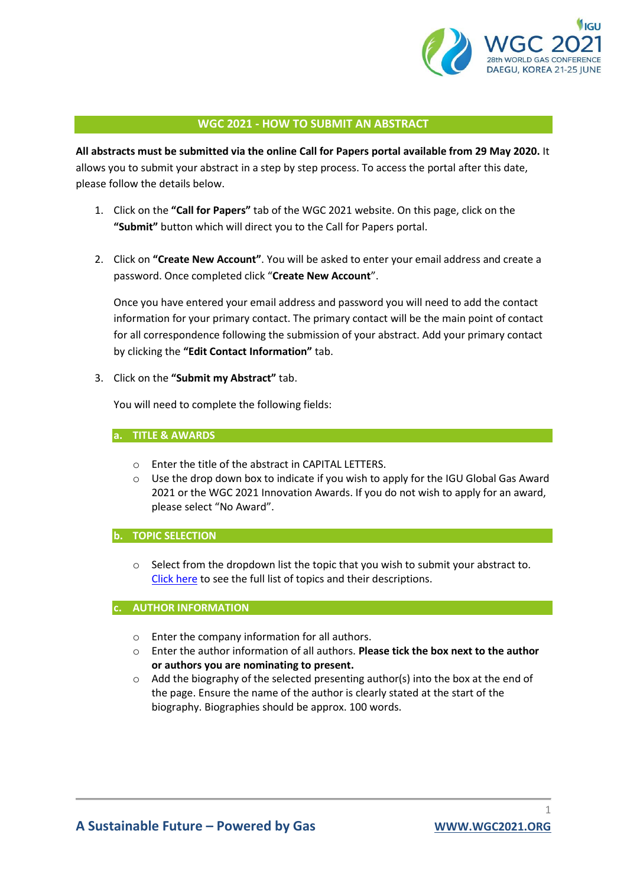## WGC 2021 - HOW TO SUBMIT AN ABSTRACT

**All abstracts must be submitted via the online Call for Papers portal available from 29 May 2020.** It allows you to submit your abstract in a step by step process. To access the portal after this date, please follow the details below.

1. Click on the **"Call for Papers"** tab of the WGC 2021 website. On this page, click on the **"Submit"** button which will direct you to the Call for Papers portal.

2. Click on **"Create New Account"**. You will be asked to enter your email address and create a password. Once completed click "**Create New Account**".

   Once you have entered your email address and password you will need to add the contact information for your primary contact. The primary contact will be the main point of contact for all correspondence following the submission of your abstract. Add your primary contact by clicking the **"Edit Contact Information"** tab.

3. Click on the **"Submit my Abstract"** tab.

   You will need to complete the following fields:

### a. TITLE & AWARDS

- Enter the title of the abstract in CAPITAL LETTERS.
- Use the drop down box to indicate if you wish to apply for the IGU Global Gas Award 2021 or the WGC 2021 Innovation Awards. If you do not wish to apply for an award, please select "No Award".

### b. TOPIC SELECTION

- Select from the dropdown list the topic that you wish to submit your abstract to. Click here to see the full list of topics and their descriptions.

### c. AUTHOR INFORMATION

- Enter the company information for all authors.
- Enter the author information of all authors. **Please tick the box next to the author or authors you are nominating to present.**
- Add the biography of the selected presenting author(s) into the box at the end of the page. Ensure the name of the author is clearly stated at the start of the biography. Biographies should be approx. 100 words.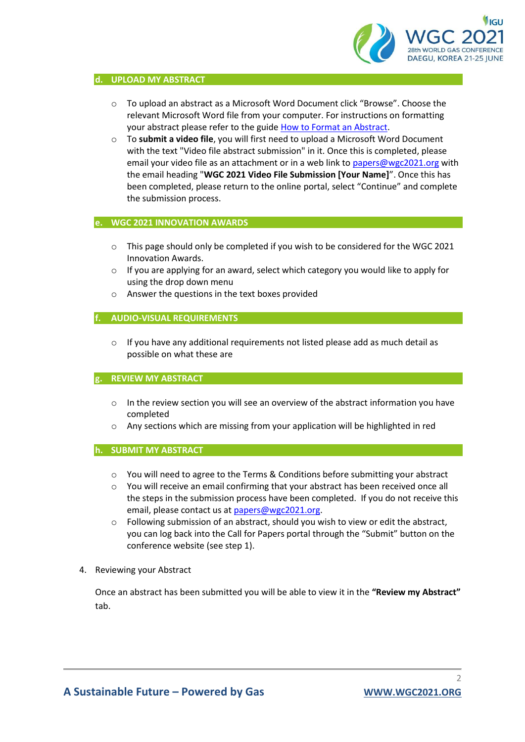## d. UPLOAD MY ABSTRACT

- To upload an abstract as a Microsoft Word Document click "Browse". Choose the relevant Microsoft Word file from your computer. For instructions on formatting your abstract please refer to the guide How to Format an Abstract.
- To **submit a video file**, you will first need to upload a Microsoft Word Document with the text "Video file abstract submission" in it. Once this is completed, please email your video file as an attachment or in a web link to papers@wgc2021.org with the email heading "**WGC 2021 Video File Submission [Your Name]**". Once this has been completed, please return to the online portal, select "Continue" and complete the submission process.

## e. WGC 2021 INNOVATION AWARDS

- This page should only be completed if you wish to be considered for the WGC 2021 Innovation Awards.
- If you are applying for an award, select which category you would like to apply for using the drop down menu
- Answer the questions in the text boxes provided

## f. AUDIO-VISUAL REQUIREMENTS

- If you have any additional requirements not listed please add as much detail as possible on what these are

## g. REVIEW MY ABSTRACT

- In the review section you will see an overview of the abstract information you have completed
- Any sections which are missing from your application will be highlighted in red

## h. SUBMIT MY ABSTRACT

- You will need to agree to the Terms & Conditions before submitting your abstract
- You will receive an email confirming that your abstract has been received once all the steps in the submission process have been completed. If you do not receive this email, please contact us at papers@wgc2021.org.
- Following submission of an abstract, should you wish to view or edit the abstract, you can log back into the Call for Papers portal through the "Submit" button on the conference website (see step 1).

4. Reviewing your Abstract

   Once an abstract has been submitted you will be able to view it in the **"Review my Abstract"** tab.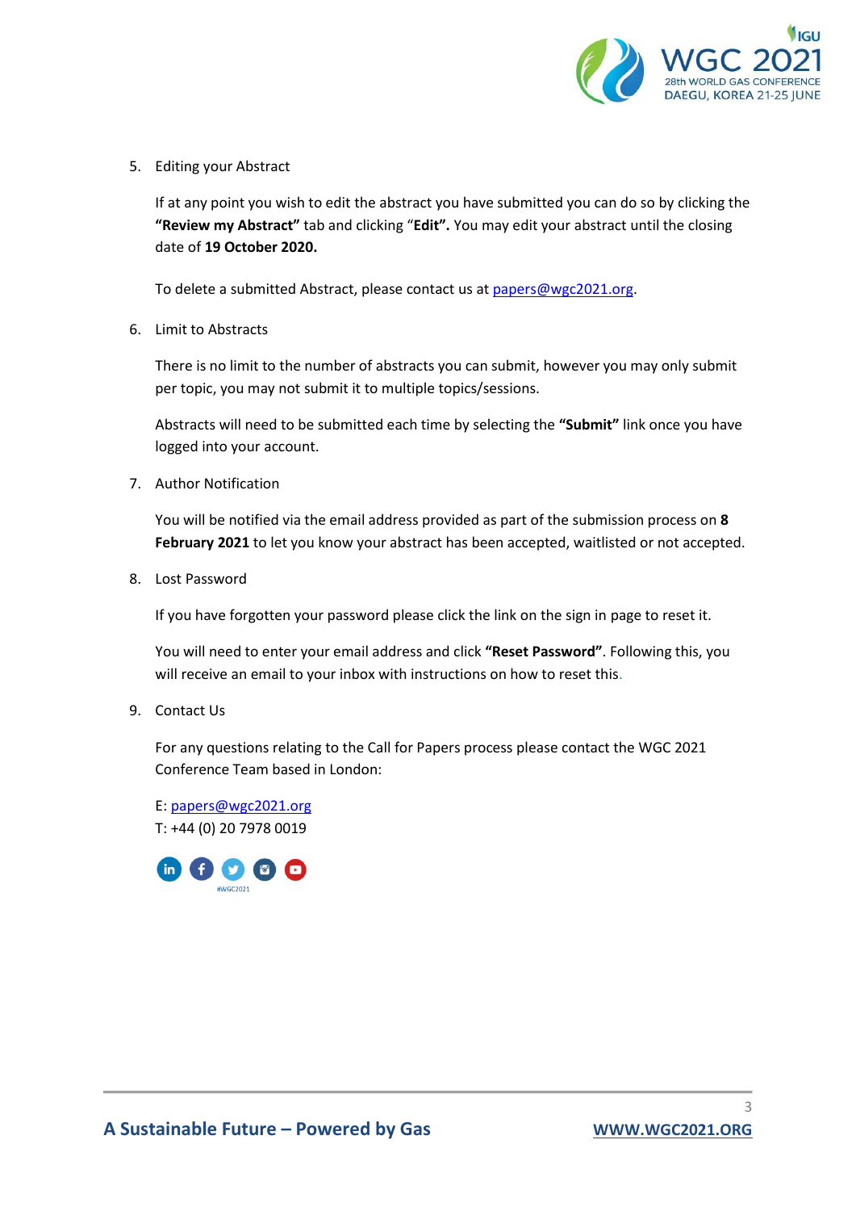5. Editing your Abstract

   If at any point you wish to edit the abstract you have submitted you can do so by clicking the **"Review my Abstract"** tab and clicking "**Edit".** You may edit your abstract until the closing date of **19 October 2020.**

   To delete a submitted Abstract, please contact us at papers@wgc2021.org.

6. Limit to Abstracts

   There is no limit to the number of abstracts you can submit, however you may only submit per topic, you may not submit it to multiple topics/sessions.

   Abstracts will need to be submitted each time by selecting the **"Submit"** link once you have logged into your account.

7. Author Notification

   You will be notified via the email address provided as part of the submission process on **8 February 2021** to let you know your abstract has been accepted, waitlisted or not accepted.

8. Lost Password

   If you have forgotten your password please click the link on the sign in page to reset it.

   You will need to enter your email address and click **"Reset Password"**. Following this, you will receive an email to your inbox with instructions on how to reset this.

9. Contact Us

   For any questions relating to the Call for Papers process please contact the WGC 2021 Conference Team based in London:

   E: papers@wgc2021.org
   T: +44 (0) 20 7978 0019

   #WGC2021